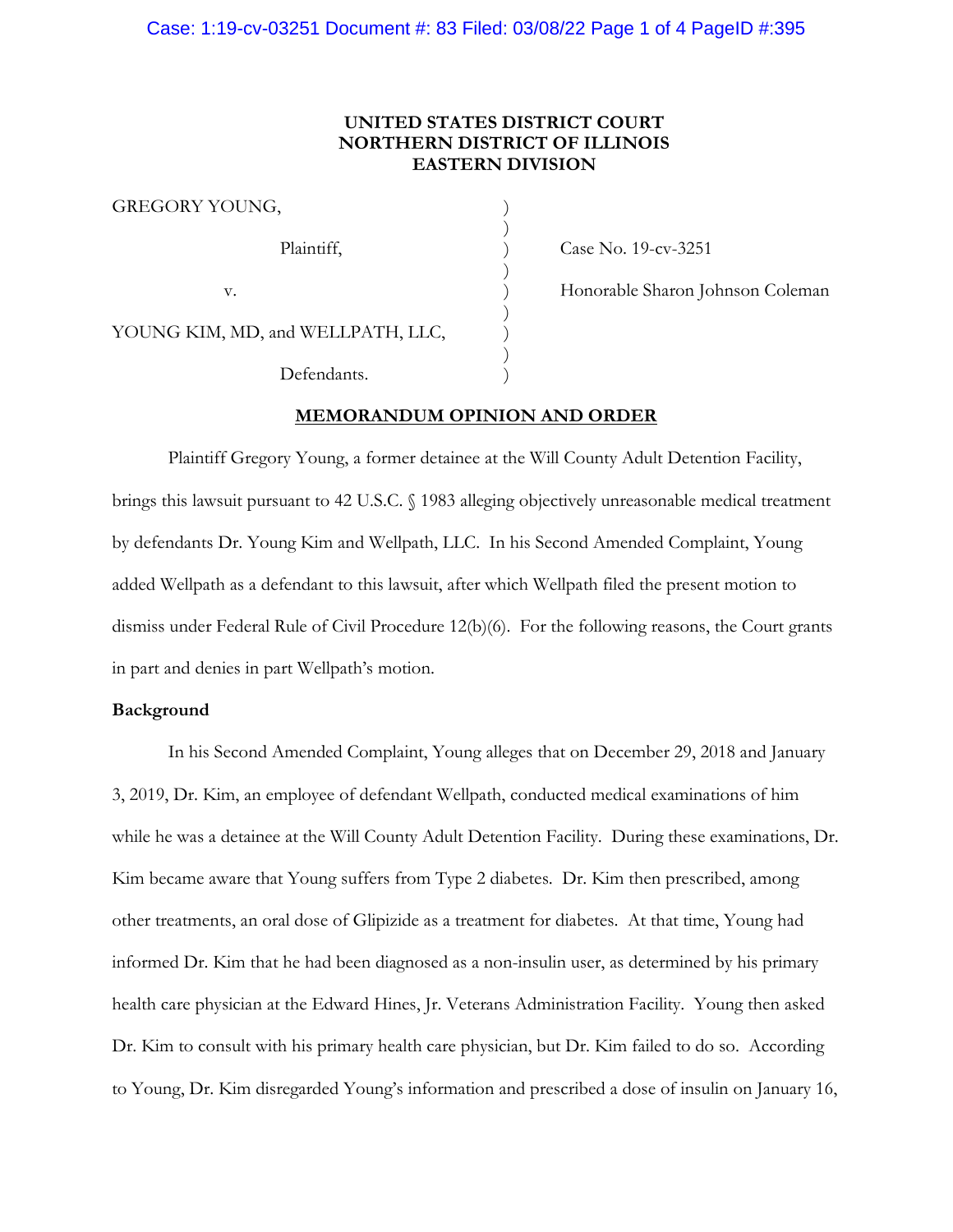**UNITED STATES DISTRICT COURT**
**NORTHERN DISTRICT OF ILLINOIS**
**EASTERN DIVISION**

| | | |
|---|---|---|
| GREGORY YOUNG, | ) | |
| | ) | |
| Plaintiff, | ) | Case No. 19-cv-3251 |
| | ) | |
| v. | ) | Honorable Sharon Johnson Coleman |
| | ) | |
| YOUNG KIM, MD, and WELLPATH, LLC, | ) | |
| | ) | |
| Defendants. | ) | |

**MEMORANDUM OPINION AND ORDER**

Plaintiff Gregory Young, a former detainee at the Will County Adult Detention Facility, brings this lawsuit pursuant to 42 U.S.C. § 1983 alleging objectively unreasonable medical treatment by defendants Dr. Young Kim and Wellpath, LLC. In his Second Amended Complaint, Young added Wellpath as a defendant to this lawsuit, after which Wellpath filed the present motion to dismiss under Federal Rule of Civil Procedure 12(b)(6). For the following reasons, the Court grants in part and denies in part Wellpath's motion.

**Background**

In his Second Amended Complaint, Young alleges that on December 29, 2018 and January 3, 2019, Dr. Kim, an employee of defendant Wellpath, conducted medical examinations of him while he was a detainee at the Will County Adult Detention Facility. During these examinations, Dr. Kim became aware that Young suffers from Type 2 diabetes. Dr. Kim then prescribed, among other treatments, an oral dose of Glipizide as a treatment for diabetes. At that time, Young had informed Dr. Kim that he had been diagnosed as a non-insulin user, as determined by his primary health care physician at the Edward Hines, Jr. Veterans Administration Facility. Young then asked Dr. Kim to consult with his primary health care physician, but Dr. Kim failed to do so. According to Young, Dr. Kim disregarded Young's information and prescribed a dose of insulin on January 16,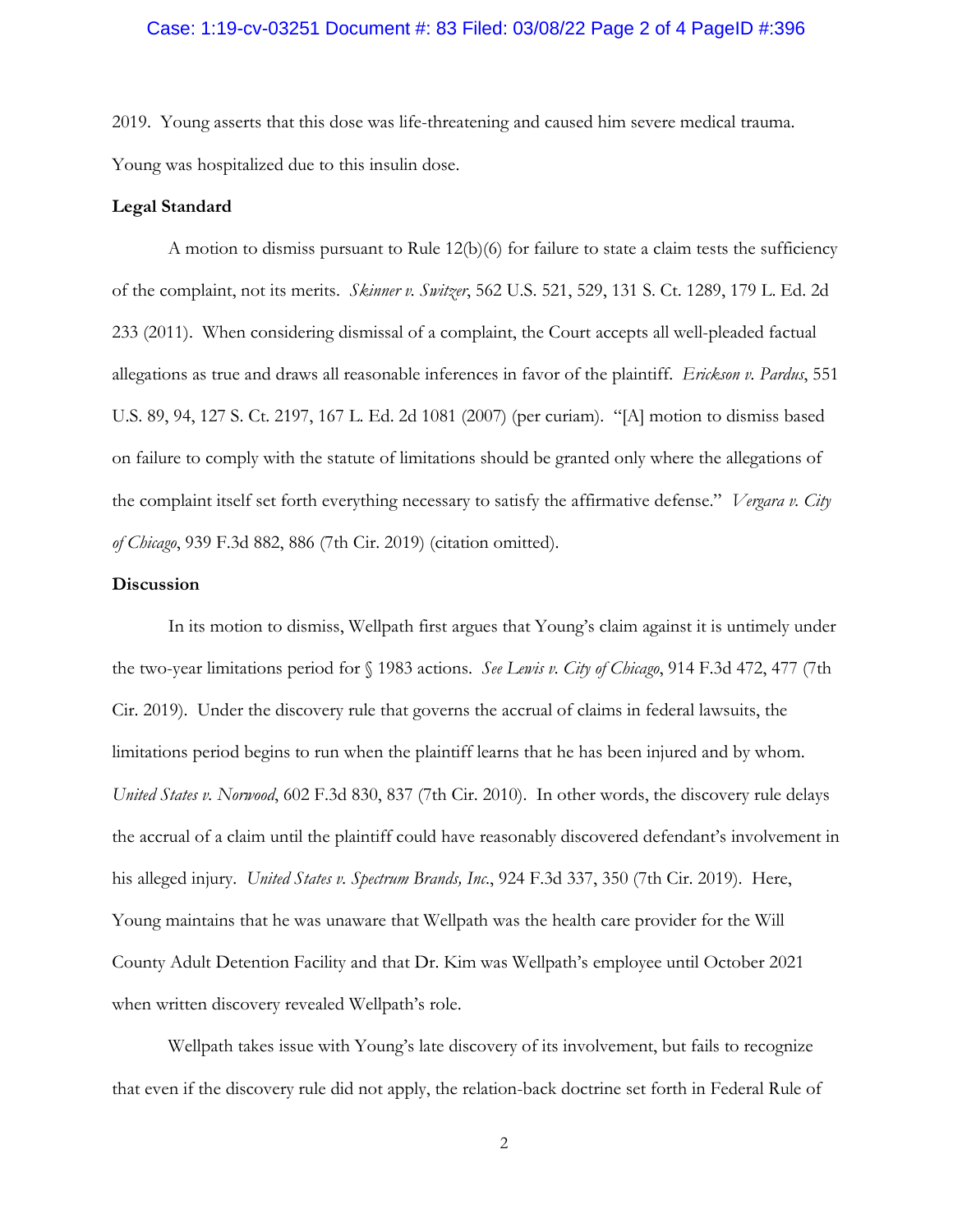2019. Young asserts that this dose was life-threatening and caused him severe medical trauma. Young was hospitalized due to this insulin dose.

**Legal Standard**

A motion to dismiss pursuant to Rule 12(b)(6) for failure to state a claim tests the sufficiency of the complaint, not its merits. *Skinner v. Switzer*, 562 U.S. 521, 529, 131 S. Ct. 1289, 179 L. Ed. 2d 233 (2011). When considering dismissal of a complaint, the Court accepts all well-pleaded factual allegations as true and draws all reasonable inferences in favor of the plaintiff. *Erickson v. Pardus*, 551 U.S. 89, 94, 127 S. Ct. 2197, 167 L. Ed. 2d 1081 (2007) (per curiam). "[A] motion to dismiss based on failure to comply with the statute of limitations should be granted only where the allegations of the complaint itself set forth everything necessary to satisfy the affirmative defense." *Vergara v. City of Chicago*, 939 F.3d 882, 886 (7th Cir. 2019) (citation omitted).

**Discussion**

In its motion to dismiss, Wellpath first argues that Young's claim against it is untimely under the two-year limitations period for § 1983 actions. *See Lewis v. City of Chicago*, 914 F.3d 472, 477 (7th Cir. 2019). Under the discovery rule that governs the accrual of claims in federal lawsuits, the limitations period begins to run when the plaintiff learns that he has been injured and by whom. *United States v. Norwood*, 602 F.3d 830, 837 (7th Cir. 2010). In other words, the discovery rule delays the accrual of a claim until the plaintiff could have reasonably discovered defendant's involvement in his alleged injury. *United States v. Spectrum Brands, Inc.*, 924 F.3d 337, 350 (7th Cir. 2019). Here, Young maintains that he was unaware that Wellpath was the health care provider for the Will County Adult Detention Facility and that Dr. Kim was Wellpath's employee until October 2021 when written discovery revealed Wellpath's role.

Wellpath takes issue with Young's late discovery of its involvement, but fails to recognize that even if the discovery rule did not apply, the relation-back doctrine set forth in Federal Rule of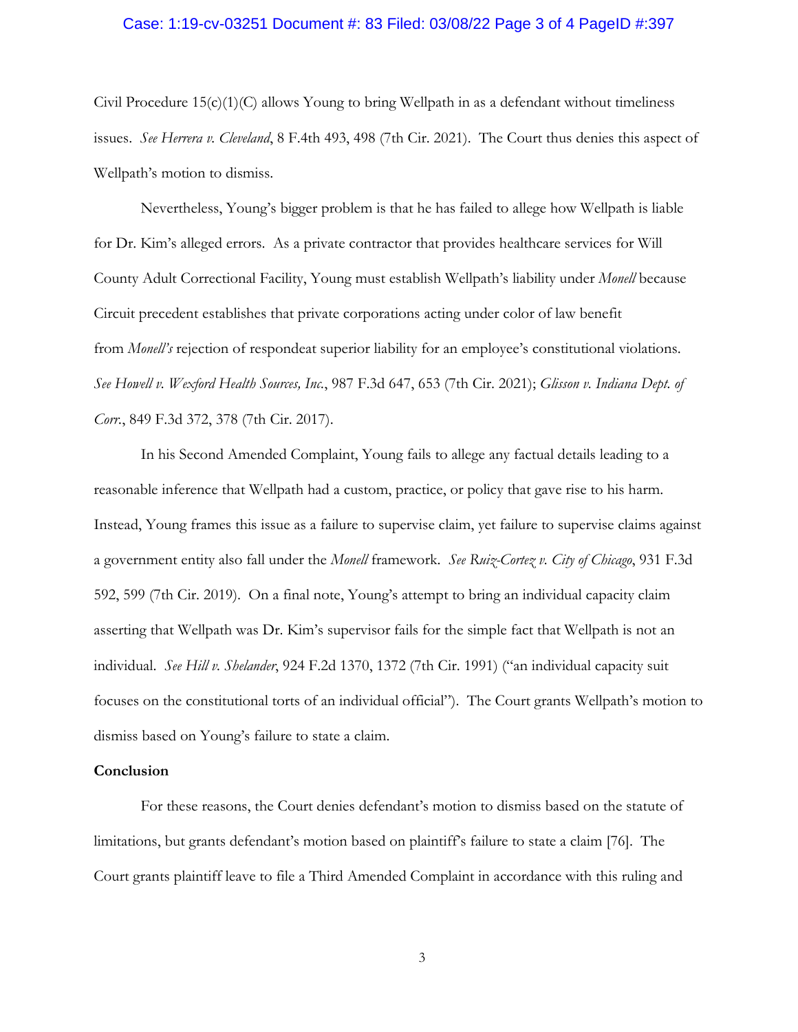Civil Procedure 15(c)(1)(C) allows Young to bring Wellpath in as a defendant without timeliness issues. *See Herrera v. Cleveland*, 8 F.4th 493, 498 (7th Cir. 2021). The Court thus denies this aspect of Wellpath's motion to dismiss.

Nevertheless, Young's bigger problem is that he has failed to allege how Wellpath is liable for Dr. Kim's alleged errors. As a private contractor that provides healthcare services for Will County Adult Correctional Facility, Young must establish Wellpath's liability under *Monell* because Circuit precedent establishes that private corporations acting under color of law benefit from *Monell's* rejection of respondeat superior liability for an employee's constitutional violations. *See Howell v. Wexford Health Sources, Inc.*, 987 F.3d 647, 653 (7th Cir. 2021); *Glisson v. Indiana Dept. of Corr.*, 849 F.3d 372, 378 (7th Cir. 2017).

In his Second Amended Complaint, Young fails to allege any factual details leading to a reasonable inference that Wellpath had a custom, practice, or policy that gave rise to his harm. Instead, Young frames this issue as a failure to supervise claim, yet failure to supervise claims against a government entity also fall under the *Monell* framework. *See Ruiz-Cortez v. City of Chicago*, 931 F.3d 592, 599 (7th Cir. 2019). On a final note, Young's attempt to bring an individual capacity claim asserting that Wellpath was Dr. Kim's supervisor fails for the simple fact that Wellpath is not an individual. *See Hill v. Shelander*, 924 F.2d 1370, 1372 (7th Cir. 1991) ("an individual capacity suit focuses on the constitutional torts of an individual official"). The Court grants Wellpath's motion to dismiss based on Young's failure to state a claim.

**Conclusion**

For these reasons, the Court denies defendant's motion to dismiss based on the statute of limitations, but grants defendant's motion based on plaintiff's failure to state a claim [76]. The Court grants plaintiff leave to file a Third Amended Complaint in accordance with this ruling and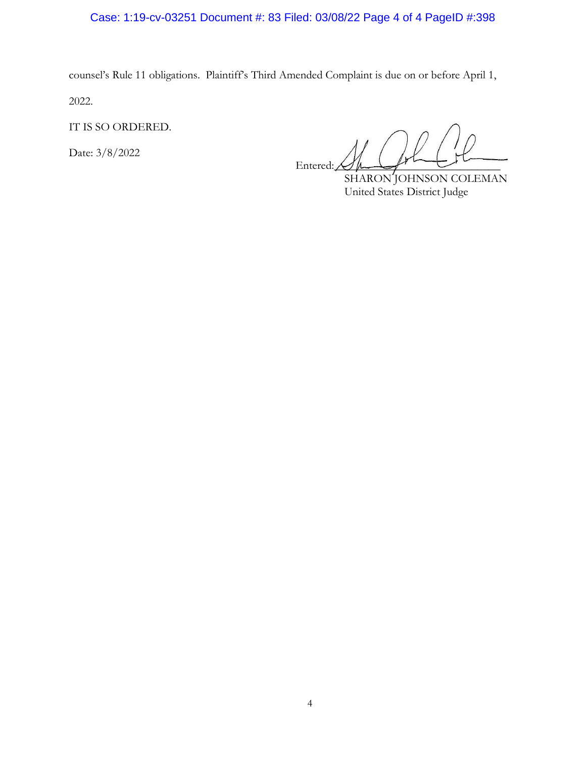counsel's Rule 11 obligations. Plaintiff's Third Amended Complaint is due on or before April 1, 2022.

IT IS SO ORDERED.

Date: 3/8/2022

Entered: ______________________

SHARON JOHNSON COLEMAN
United States District Judge